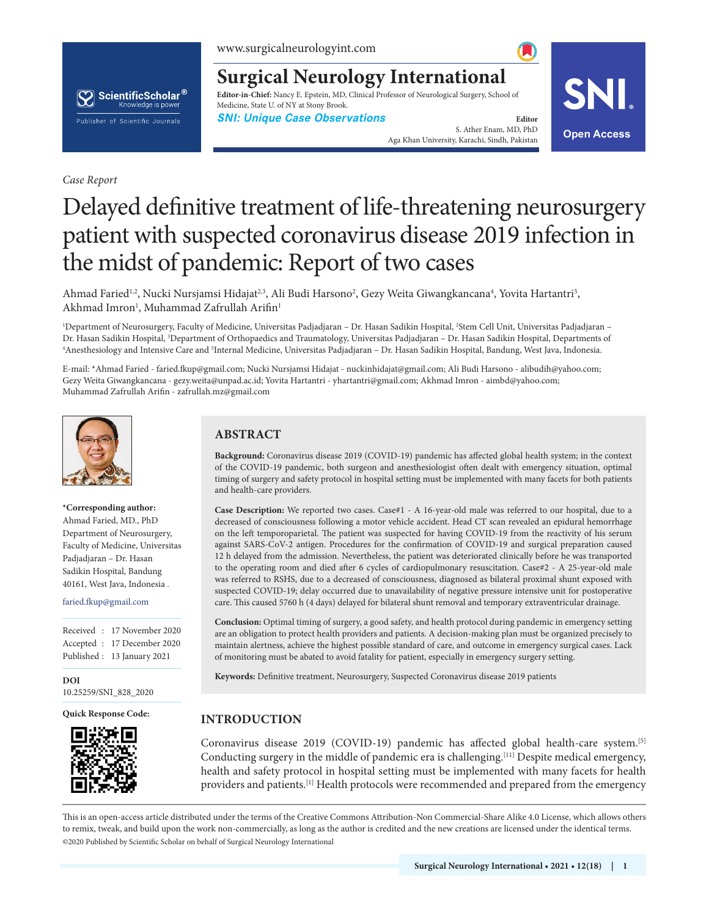www.surgicalneurologyint.com

# Surgical Neurology International

**Editor-in-Chief:** Nancy E. Epstein, MD, Clinical Professor of Neurological Surgery, School of Medicine, State U. of NY at Stony Brook.

***SNI: Unique Case Observations***

**Editor**
S. Ather Enam, MD, PhD
Aga Khan University, Karachi, Sindh, Pakistan

Open Access

*Case Report*

# Delayed definitive treatment of life-threatening neurosurgery patient with suspected coronavirus disease 2019 infection in the midst of pandemic: Report of two cases

Ahmad Faried[1,2], Nucki Nursjamsi Hidajat[2,3], Ali Budi Harsono[2], Gezy Weita Giwangkancana[4], Yovita Hartantri[5], Akhmad Imron[1], Muhammad Zafrullah Arifin[1]

[1]Department of Neurosurgery, Faculty of Medicine, Universitas Padjadjaran – Dr. Hasan Sadikin Hospital, [2]Stem Cell Unit, Universitas Padjadjaran – Dr. Hasan Sadikin Hospital, [3]Department of Orthopaedics and Traumatology, Universitas Padjadjaran – Dr. Hasan Sadikin Hospital, Departments of [4]Anesthesiology and Intensive Care and [5]Internal Medicine, Universitas Padjadjaran – Dr. Hasan Sadikin Hospital, Bandung, West Java, Indonesia.

E-mail: *Ahmad Faried - faried.fkup@gmail.com; Nucki Nursjamsi Hidajat - nuckinhidajat@gmail.com; Ali Budi Harsono - alibudih@yahoo.com; Gezy Weita Giwangkancana - gezy.weita@unpad.ac.id; Yovita Hartantri - yhartantri@gmail.com; Akhmad Imron - aimbd@yahoo.com; Muhammad Zafrullah Arifin - zafrullah.mz@gmail.com

**\*Corresponding author:**
Ahmad Faried, MD., PhD
Department of Neurosurgery, Faculty of Medicine, Universitas Padjadjaran – Dr. Hasan Sadikin Hospital, Bandung 40161, West Java, Indonesia .

faried.fkup@gmail.com

Received : 17 November 2020
Accepted : 17 December 2020
Published : 13 January 2021

**DOI**
10.25259/SNI_828_2020

**Quick Response Code:**

## ABSTRACT

**Background:** Coronavirus disease 2019 (COVID-19) pandemic has affected global health system; in the context of the COVID-19 pandemic, both surgeon and anesthesiologist often dealt with emergency situation, optimal timing of surgery and safety protocol in hospital setting must be implemented with many facets for both patients and health-care providers.

**Case Description:** We reported two cases. Case#1 - A 16-year-old male was referred to our hospital, due to a decreased of consciousness following a motor vehicle accident. Head CT scan revealed an epidural hemorrhage on the left temporoparietal. The patient was suspected for having COVID-19 from the reactivity of his serum against SARS-CoV-2 antigen. Procedures for the confirmation of COVID-19 and surgical preparation caused 12 h delayed from the admission. Nevertheless, the patient was deteriorated clinically before he was transported to the operating room and died after 6 cycles of cardiopulmonary resuscitation. Case#2 - A 25-year-old male was referred to RSHS, due to a decreased of consciousness, diagnosed as bilateral proximal shunt exposed with suspected COVID-19; delay occurred due to unavailability of negative pressure intensive unit for postoperative care. This caused 5760 h (4 days) delayed for bilateral shunt removal and temporary extraventricular drainage.

**Conclusion:** Optimal timing of surgery, a good safety, and health protocol during pandemic in emergency setting are an obligation to protect health providers and patients. A decision-making plan must be organized precisely to maintain alertness, achieve the highest possible standard of care, and outcome in emergency surgical cases. Lack of monitoring must be abated to avoid fatality for patient, especially in emergency surgery setting.

**Keywords:** Definitive treatment, Neurosurgery, Suspected Coronavirus disease 2019 patients

## INTRODUCTION

Coronavirus disease 2019 (COVID-19) pandemic has affected global health-care system.[5] Conducting surgery in the middle of pandemic era is challenging.[11] Despite medical emergency, health and safety protocol in hospital setting must be implemented with many facets for health providers and patients.[1] Health protocols were recommended and prepared from the emergency

This is an open-access article distributed under the terms of the Creative Commons Attribution-Non Commercial-Share Alike 4.0 License, which allows others to remix, tweak, and build upon the work non-commercially, as long as the author is credited and the new creations are licensed under the identical terms.
©2020 Published by Scientific Scholar on behalf of Surgical Neurology International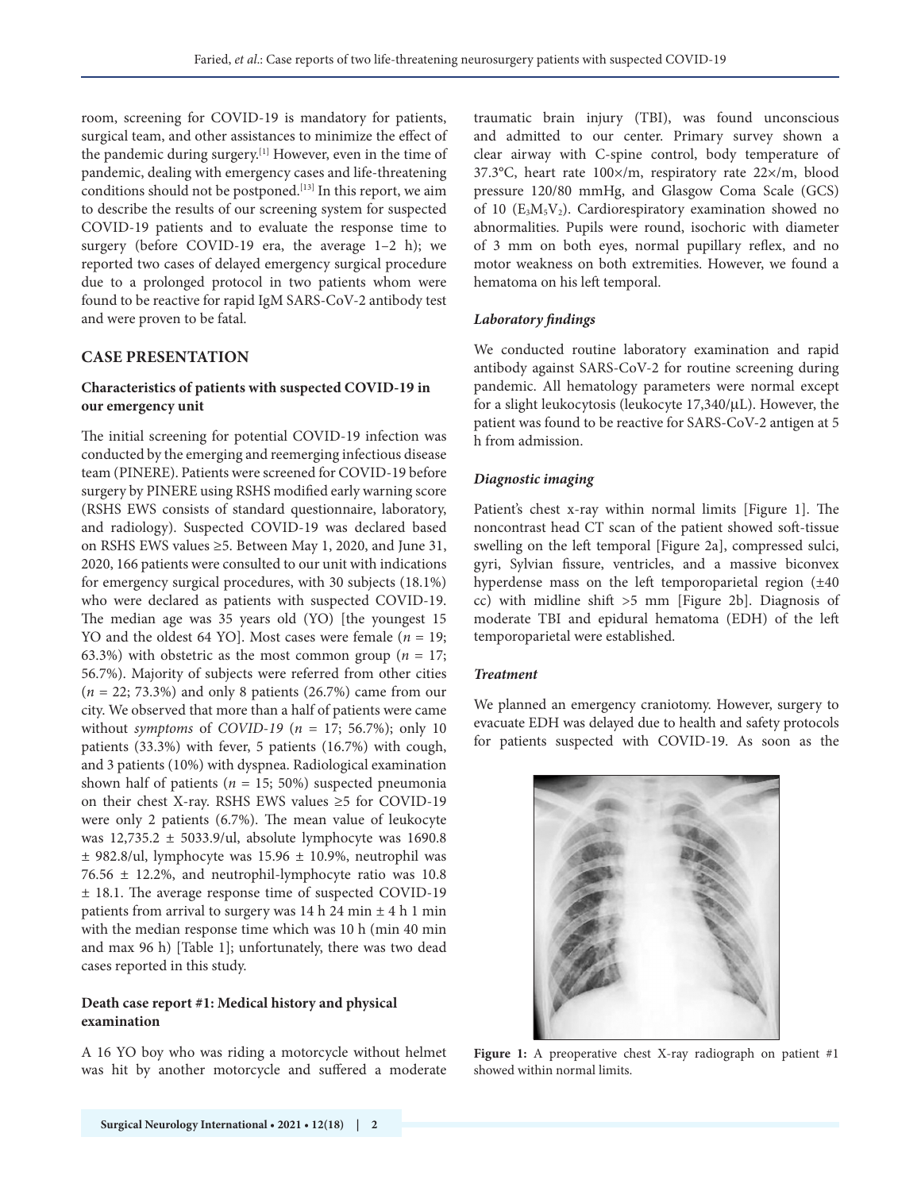room, screening for COVID-19 is mandatory for patients, surgical team, and other assistances to minimize the effect of the pandemic during surgery.[1] However, even in the time of pandemic, dealing with emergency cases and life-threatening conditions should not be postponed.[13] In this report, we aim to describe the results of our screening system for suspected COVID-19 patients and to evaluate the response time to surgery (before COVID-19 era, the average 1–2 h); we reported two cases of delayed emergency surgical procedure due to a prolonged protocol in two patients whom were found to be reactive for rapid IgM SARS-CoV-2 antibody test and were proven to be fatal.

## CASE PRESENTATION

### Characteristics of patients with suspected COVID-19 in our emergency unit

The initial screening for potential COVID-19 infection was conducted by the emerging and reemerging infectious disease team (PINERE). Patients were screened for COVID-19 before surgery by PINERE using RSHS modified early warning score (RSHS EWS consists of standard questionnaire, laboratory, and radiology). Suspected COVID-19 was declared based on RSHS EWS values ≥5. Between May 1, 2020, and June 31, 2020, 166 patients were consulted to our unit with indications for emergency surgical procedures, with 30 subjects (18.1%) who were declared as patients with suspected COVID-19. The median age was 35 years old (YO) [the youngest 15 YO and the oldest 64 YO]. Most cases were female ($n$ = 19; 63.3%) with obstetric as the most common group ($n$ = 17; 56.7%). Majority of subjects were referred from other cities ($n$ = 22; 73.3%) and only 8 patients (26.7%) came from our city. We observed that more than a half of patients were came without *symptoms* of *COVID-19* ($n$ = 17; 56.7%); only 10 patients (33.3%) with fever, 5 patients (16.7%) with cough, and 3 patients (10%) with dyspnea. Radiological examination shown half of patients ($n$ = 15; 50%) suspected pneumonia on their chest X-ray. RSHS EWS values ≥5 for COVID-19 were only 2 patients (6.7%). The mean value of leukocyte was 12,735.2 ± 5033.9/ul, absolute lymphocyte was 1690.8 ± 982.8/ul, lymphocyte was 15.96 ± 10.9%, neutrophil was 76.56 ± 12.2%, and neutrophil-lymphocyte ratio was 10.8 ± 18.1. The average response time of suspected COVID-19 patients from arrival to surgery was 14 h 24 min ± 4 h 1 min with the median response time which was 10 h (min 40 min and max 96 h) [Table 1]; unfortunately, there was two dead cases reported in this study.

### Death case report #1: Medical history and physical examination

A 16 YO boy who was riding a motorcycle without helmet was hit by another motorcycle and suffered a moderate traumatic brain injury (TBI), was found unconscious and admitted to our center. Primary survey shown a clear airway with C-spine control, body temperature of 37.3°C, heart rate 100×/m, respiratory rate 22×/m, blood pressure 120/80 mmHg, and Glasgow Coma Scale (GCS) of 10 ($E_3M_5V_2$). Cardiorespiratory examination showed no abnormalities. Pupils were round, isochoric with diameter of 3 mm on both eyes, normal pupillary reflex, and no motor weakness on both extremities. However, we found a hematoma on his left temporal.

#### *Laboratory findings*

We conducted routine laboratory examination and rapid antibody against SARS-CoV-2 for routine screening during pandemic. All hematology parameters were normal except for a slight leukocytosis (leukocyte 17,340/μL). However, the patient was found to be reactive for SARS-CoV-2 antigen at 5 h from admission.

#### *Diagnostic imaging*

Patient's chest x-ray within normal limits [Figure 1]. The noncontrast head CT scan of the patient showed soft-tissue swelling on the left temporal [Figure 2a], compressed sulci, gyri, Sylvian fissure, ventricles, and a massive biconvex hyperdense mass on the left temporoparietal region (±40 cc) with midline shift >5 mm [Figure 2b]. Diagnosis of moderate TBI and epidural hematoma (EDH) of the left temporoparietal were established.

#### *Treatment*

We planned an emergency craniotomy. However, surgery to evacuate EDH was delayed due to health and safety protocols for patients suspected with COVID-19. As soon as the

**Figure 1:** A preoperative chest X-ray radiograph on patient #1 showed within normal limits.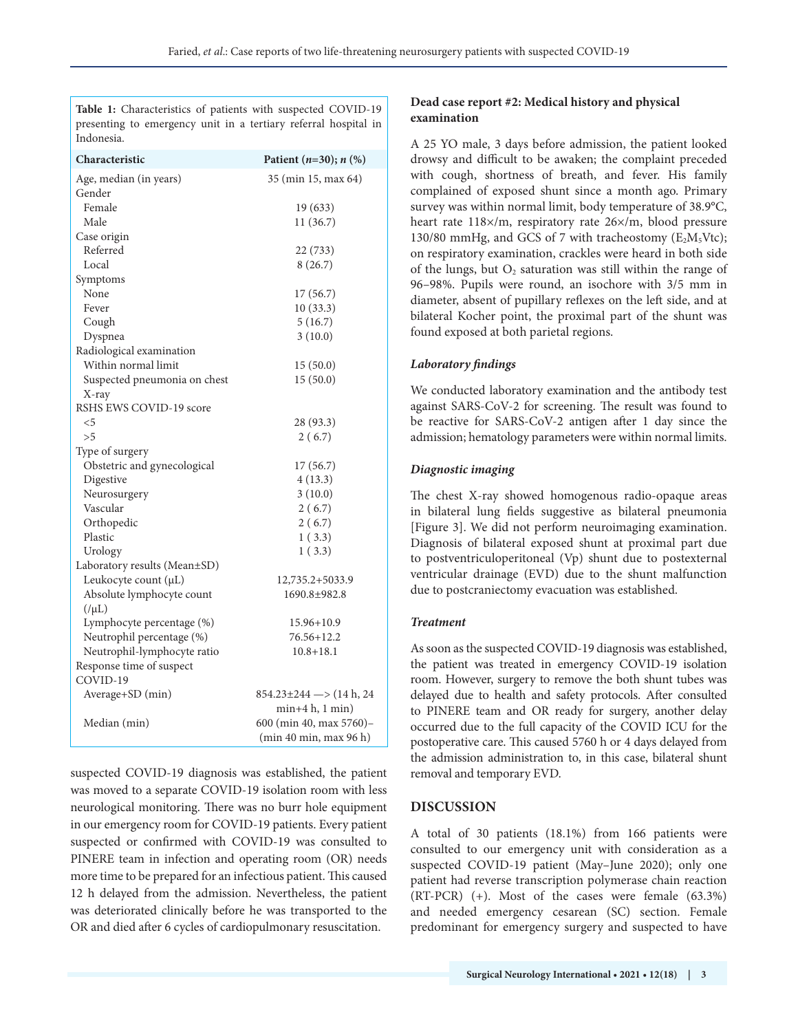**Table 1:** Characteristics of patients with suspected COVID-19 presenting to emergency unit in a tertiary referral hospital in Indonesia.

| Characteristic | Patient (*n*=30); *n* (%) |
|---|---|
| Age, median (in years) | 35 (min 15, max 64) |
| Gender | |
| Female | 19 (633) |
| Male | 11 (36.7) |
| Case origin | |
| Referred | 22 (733) |
| Local | 8 (26.7) |
| Symptoms | |
| None | 17 (56.7) |
| Fever | 10 (33.3) |
| Cough | 5 (16.7) |
| Dyspnea | 3 (10.0) |
| Radiological examination | |
| Within normal limit | 15 (50.0) |
| Suspected pneumonia on chest X-ray | 15 (50.0) |
| RSHS EWS COVID-19 score | |
| <5 | 28 (93.3) |
| >5 | 2 ( 6.7) |
| Type of surgery | |
| Obstetric and gynecological | 17 (56.7) |
| Digestive | 4 (13.3) |
| Neurosurgery | 3 (10.0) |
| Vascular | 2 ( 6.7) |
| Orthopedic | 2 ( 6.7) |
| Plastic | 1 ( 3.3) |
| Urology | 1 ( 3.3) |
| Laboratory results (Mean±SD) | |
| Leukocyte count (μL) | 12,735.2+5033.9 |
| Absolute lymphocyte count (/μL) | 1690.8±982.8 |
| Lymphocyte percentage (%) | 15.96+10.9 |
| Neutrophil percentage (%) | 76.56+12.2 |
| Neutrophil-lymphocyte ratio | 10.8+18.1 |
| Response time of suspect COVID-19 | |
| Average+SD (min) | 854.23±244 —> (14 h, 24 min+4 h, 1 min) |
| Median (min) | 600 (min 40, max 5760)– (min 40 min, max 96 h) |

suspected COVID-19 diagnosis was established, the patient was moved to a separate COVID-19 isolation room with less neurological monitoring. There was no burr hole equipment in our emergency room for COVID-19 patients. Every patient suspected or confirmed with COVID-19 was consulted to PINERE team in infection and operating room (OR) needs more time to be prepared for an infectious patient. This caused 12 h delayed from the admission. Nevertheless, the patient was deteriorated clinically before he was transported to the OR and died after 6 cycles of cardiopulmonary resuscitation.

### Dead case report #2: Medical history and physical examination

A 25 YO male, 3 days before admission, the patient looked drowsy and difficult to be awaken; the complaint preceded with cough, shortness of breath, and fever. His family complained of exposed shunt since a month ago. Primary survey was within normal limit, body temperature of 38.9°C, heart rate 118×/m, respiratory rate 26×/m, blood pressure 130/80 mmHg, and GCS of 7 with tracheostomy ($E_2M_5$Vtc); on respiratory examination, crackles were heard in both side of the lungs, but $O_2$ saturation was still within the range of 96–98%. Pupils were round, an isochore with 3/5 mm in diameter, absent of pupillary reflexes on the left side, and at bilateral Kocher point, the proximal part of the shunt was found exposed at both parietal regions.

#### *Laboratory findings*

We conducted laboratory examination and the antibody test against SARS-CoV-2 for screening. The result was found to be reactive for SARS-CoV-2 antigen after 1 day since the admission; hematology parameters were within normal limits.

#### *Diagnostic imaging*

The chest X-ray showed homogenous radio-opaque areas in bilateral lung fields suggestive as bilateral pneumonia [Figure 3]. We did not perform neuroimaging examination. Diagnosis of bilateral exposed shunt at proximal part due to postventriculoperitoneal (Vp) shunt due to postexternal ventricular drainage (EVD) due to the shunt malfunction due to postcraniectomy evacuation was established.

#### *Treatment*

As soon as the suspected COVID-19 diagnosis was established, the patient was treated in emergency COVID-19 isolation room. However, surgery to remove the both shunt tubes was delayed due to health and safety protocols. After consulted to PINERE team and OR ready for surgery, another delay occurred due to the full capacity of the COVID ICU for the postoperative care. This caused 5760 h or 4 days delayed from the admission administration to, in this case, bilateral shunt removal and temporary EVD.

## DISCUSSION

A total of 30 patients (18.1%) from 166 patients were consulted to our emergency unit with consideration as a suspected COVID-19 patient (May–June 2020); only one patient had reverse transcription polymerase chain reaction (RT-PCR) (+). Most of the cases were female (63.3%) and needed emergency cesarean (SC) section. Female predominant for emergency surgery and suspected to have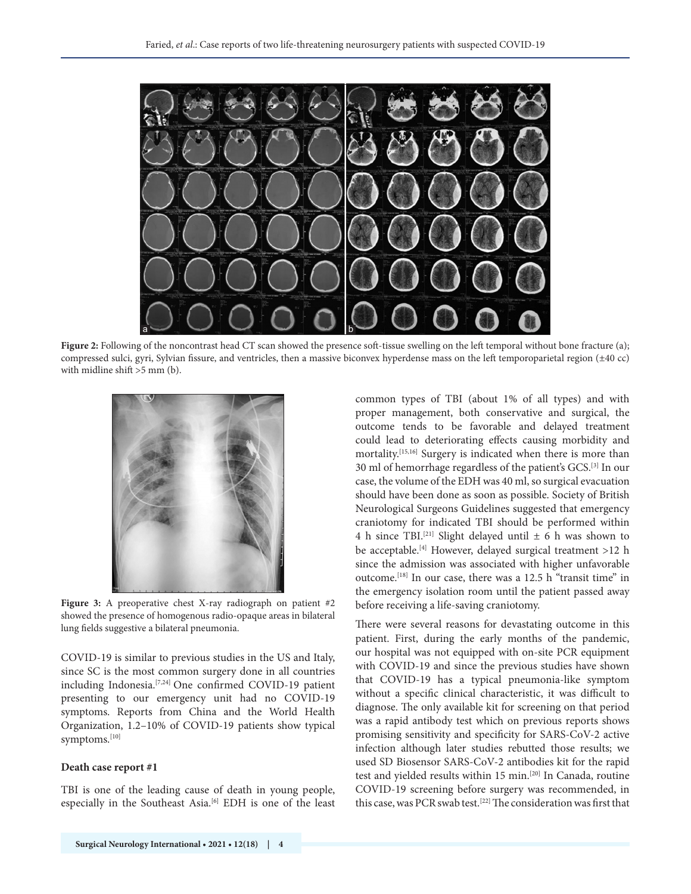**Figure 2:** Following of the noncontrast head CT scan showed the presence soft-tissue swelling on the left temporal without bone fracture (a); compressed sulci, gyri, Sylvian fissure, and ventricles, then a massive biconvex hyperdense mass on the left temporoparietal region (±40 cc) with midline shift >5 mm (b).

**Figure 3:** A preoperative chest X-ray radiograph on patient #2 showed the presence of homogenous radio-opaque areas in bilateral lung fields suggestive a bilateral pneumonia.

COVID-19 is similar to previous studies in the US and Italy, since SC is the most common surgery done in all countries including Indonesia.[7,24] One confirmed COVID-19 patient presenting to our emergency unit had no COVID-19 symptoms. Reports from China and the World Health Organization, 1.2–10% of COVID-19 patients show typical symptoms.[10]

### Death case report #1

TBI is one of the leading cause of death in young people, especially in the Southeast Asia.[6] EDH is one of the least common types of TBI (about 1% of all types) and with proper management, both conservative and surgical, the outcome tends to be favorable and delayed treatment could lead to deteriorating effects causing morbidity and mortality.[15,16] Surgery is indicated when there is more than 30 ml of hemorrhage regardless of the patient's GCS.[3] In our case, the volume of the EDH was 40 ml, so surgical evacuation should have been done as soon as possible. Society of British Neurological Surgeons Guidelines suggested that emergency craniotomy for indicated TBI should be performed within 4 h since TBI.[21] Slight delayed until ± 6 h was shown to be acceptable.[4] However, delayed surgical treatment >12 h since the admission was associated with higher unfavorable outcome.[18] In our case, there was a 12.5 h "transit time" in the emergency isolation room until the patient passed away before receiving a life-saving craniotomy.

There were several reasons for devastating outcome in this patient. First, during the early months of the pandemic, our hospital was not equipped with on-site PCR equipment with COVID-19 and since the previous studies have shown that COVID-19 has a typical pneumonia-like symptom without a specific clinical characteristic, it was difficult to diagnose. The only available kit for screening on that period was a rapid antibody test which on previous reports shows promising sensitivity and specificity for SARS-CoV-2 active infection although later studies rebutted those results; we used SD Biosensor SARS-CoV-2 antibodies kit for the rapid test and yielded results within 15 min.[20] In Canada, routine COVID-19 screening before surgery was recommended, in this case, was PCR swab test.[22] The consideration was first that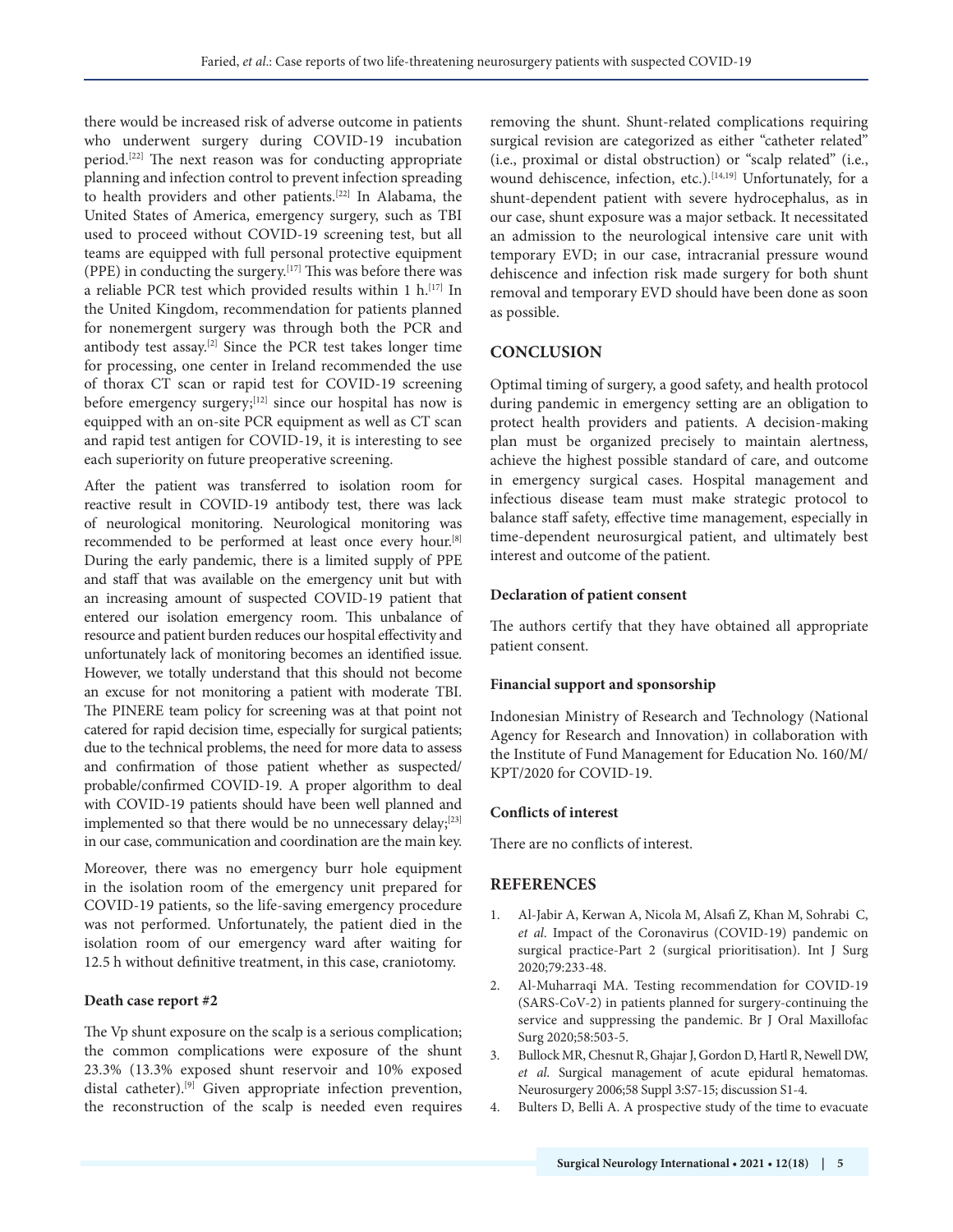there would be increased risk of adverse outcome in patients who underwent surgery during COVID-19 incubation period.[22] The next reason was for conducting appropriate planning and infection control to prevent infection spreading to health providers and other patients.[22] In Alabama, the United States of America, emergency surgery, such as TBI used to proceed without COVID-19 screening test, but all teams are equipped with full personal protective equipment (PPE) in conducting the surgery.[17] This was before there was a reliable PCR test which provided results within 1 h.[17] In the United Kingdom, recommendation for patients planned for nonemergent surgery was through both the PCR and antibody test assay.[2] Since the PCR test takes longer time for processing, one center in Ireland recommended the use of thorax CT scan or rapid test for COVID-19 screening before emergency surgery;[12] since our hospital has now is equipped with an on-site PCR equipment as well as CT scan and rapid test antigen for COVID-19, it is interesting to see each superiority on future preoperative screening.

After the patient was transferred to isolation room for reactive result in COVID-19 antibody test, there was lack of neurological monitoring. Neurological monitoring was recommended to be performed at least once every hour.[8] During the early pandemic, there is a limited supply of PPE and staff that was available on the emergency unit but with an increasing amount of suspected COVID-19 patient that entered our isolation emergency room. This unbalance of resource and patient burden reduces our hospital effectivity and unfortunately lack of monitoring becomes an identified issue. However, we totally understand that this should not become an excuse for not monitoring a patient with moderate TBI. The PINERE team policy for screening was at that point not catered for rapid decision time, especially for surgical patients; due to the technical problems, the need for more data to assess and confirmation of those patient whether as suspected/probable/confirmed COVID-19. A proper algorithm to deal with COVID-19 patients should have been well planned and implemented so that there would be no unnecessary delay;[23] in our case, communication and coordination are the main key.

Moreover, there was no emergency burr hole equipment in the isolation room of the emergency unit prepared for COVID-19 patients, so the life-saving emergency procedure was not performed. Unfortunately, the patient died in the isolation room of our emergency ward after waiting for 12.5 h without definitive treatment, in this case, craniotomy.

### Death case report #2

The Vp shunt exposure on the scalp is a serious complication; the common complications were exposure of the shunt 23.3% (13.3% exposed shunt reservoir and 10% exposed distal catheter).[9] Given appropriate infection prevention, the reconstruction of the scalp is needed even requires removing the shunt. Shunt-related complications requiring surgical revision are categorized as either "catheter related" (i.e., proximal or distal obstruction) or "scalp related" (i.e., wound dehiscence, infection, etc.).[14,19] Unfortunately, for a shunt-dependent patient with severe hydrocephalus, as in our case, shunt exposure was a major setback. It necessitated an admission to the neurological intensive care unit with temporary EVD; in our case, intracranial pressure wound dehiscence and infection risk made surgery for both shunt removal and temporary EVD should have been done as soon as possible.

## CONCLUSION

Optimal timing of surgery, a good safety, and health protocol during pandemic in emergency setting are an obligation to protect health providers and patients. A decision-making plan must be organized precisely to maintain alertness, achieve the highest possible standard of care, and outcome in emergency surgical cases. Hospital management and infectious disease team must make strategic protocol to balance staff safety, effective time management, especially in time-dependent neurosurgical patient, and ultimately best interest and outcome of the patient.

### Declaration of patient consent

The authors certify that they have obtained all appropriate patient consent.

### Financial support and sponsorship

Indonesian Ministry of Research and Technology (National Agency for Research and Innovation) in collaboration with the Institute of Fund Management for Education No. 160/M/KPT/2020 for COVID-19.

### Conflicts of interest

There are no conflicts of interest.

## REFERENCES

1. Al-Jabir A, Kerwan A, Nicola M, Alsafi Z, Khan M, Sohrabi C, *et al*. Impact of the Coronavirus (COVID-19) pandemic on surgical practice-Part 2 (surgical prioritisation). Int J Surg 2020;79:233-48.
2. Al-Muharraqi MA. Testing recommendation for COVID-19 (SARS-CoV-2) in patients planned for surgery-continuing the service and suppressing the pandemic. Br J Oral Maxillofac Surg 2020;58:503-5.
3. Bullock MR, Chesnut R, Ghajar J, Gordon D, Hartl R, Newell DW, *et al*. Surgical management of acute epidural hematomas. Neurosurgery 2006;58 Suppl 3:S7-15; discussion S1-4.
4. Bulters D, Belli A. A prospective study of the time to evacuate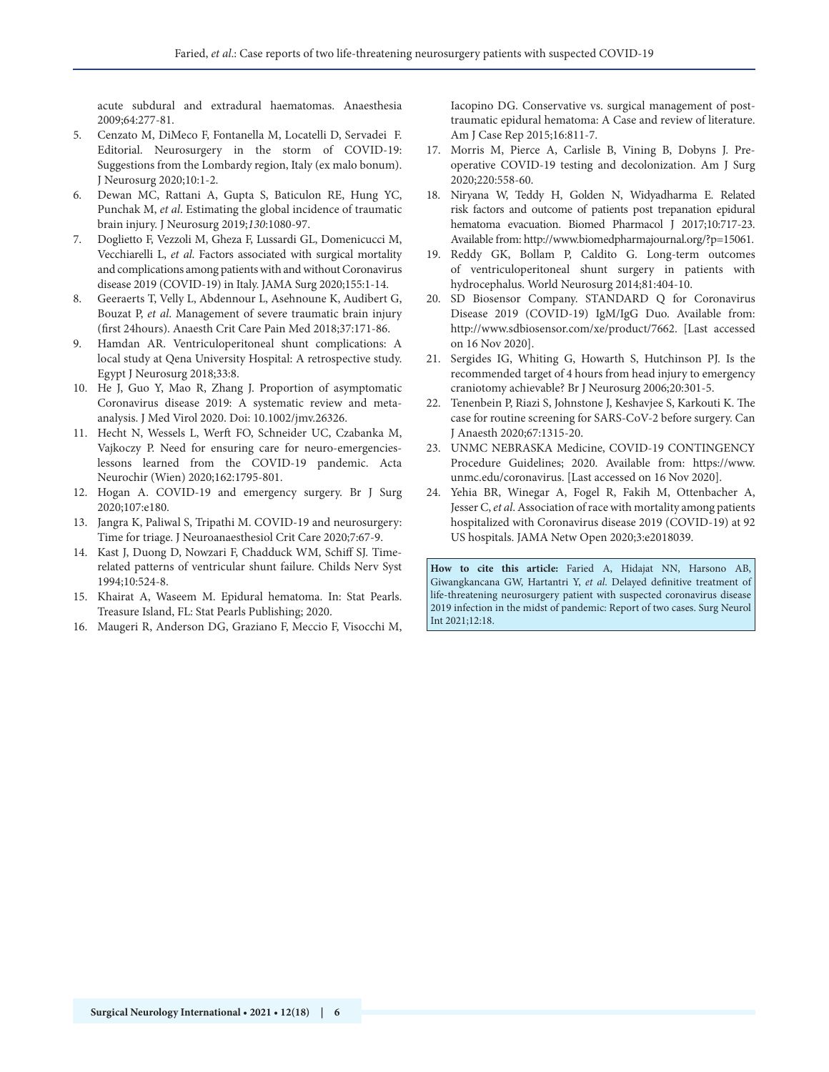acute subdural and extradural haematomas. Anaesthesia 2009;64:277-81.

5. Cenzato M, DiMeco F, Fontanella M, Locatelli D, Servadei F. Editorial. Neurosurgery in the storm of COVID-19: Suggestions from the Lombardy region, Italy (ex malo bonum). J Neurosurg 2020;10:1-2.
6. Dewan MC, Rattani A, Gupta S, Baticulon RE, Hung YC, Punchak M, *et al*. Estimating the global incidence of traumatic brain injury. J Neurosurg 2019;*130*:1080-97.
7. Doglietto F, Vezzoli M, Gheza F, Lussardi GL, Domenicucci M, Vecchiarelli L, *et al*. Factors associated with surgical mortality and complications among patients with and without Coronavirus disease 2019 (COVID-19) in Italy. JAMA Surg 2020;155:1-14.
8. Geeraerts T, Velly L, Abdennour L, Asehnoune K, Audibert G, Bouzat P, *et al*. Management of severe traumatic brain injury (first 24hours). Anaesth Crit Care Pain Med 2018;37:171-86.
9. Hamdan AR. Ventriculoperitoneal shunt complications: A local study at Qena University Hospital: A retrospective study. Egypt J Neurosurg 2018;33:8.
10. He J, Guo Y, Mao R, Zhang J. Proportion of asymptomatic Coronavirus disease 2019: A systematic review and meta-analysis. J Med Virol 2020. Doi: 10.1002/jmv.26326.
11. Hecht N, Wessels L, Werft FO, Schneider UC, Czabanka M, Vajkoczy P. Need for ensuring care for neuro-emergencies-lessons learned from the COVID-19 pandemic. Acta Neurochir (Wien) 2020;162:1795-801.
12. Hogan A. COVID-19 and emergency surgery. Br J Surg 2020;107:e180.
13. Jangra K, Paliwal S, Tripathi M. COVID-19 and neurosurgery: Time for triage. J Neuroanaesthesiol Crit Care 2020;7:67-9.
14. Kast J, Duong D, Nowzari F, Chadduck WM, Schiff SJ. Time-related patterns of ventricular shunt failure. Childs Nerv Syst 1994;10:524-8.
15. Khairat A, Waseem M. Epidural hematoma. In: Stat Pearls. Treasure Island, FL: Stat Pearls Publishing; 2020.
16. Maugeri R, Anderson DG, Graziano F, Meccio F, Visocchi M, Iacopino DG. Conservative vs. surgical management of post-traumatic epidural hematoma: A Case and review of literature. Am J Case Rep 2015;16:811-7.
17. Morris M, Pierce A, Carlisle B, Vining B, Dobyns J. Pre-operative COVID-19 testing and decolonization. Am J Surg 2020;220:558-60.
18. Niryana W, Teddy H, Golden N, Widyadharma E. Related risk factors and outcome of patients post trepanation epidural hematoma evacuation. Biomed Pharmacol J 2017;10:717-23. Available from: http://www.biomedpharmajournal.org/?p=15061.
19. Reddy GK, Bollam P, Caldito G. Long-term outcomes of ventriculoperitoneal shunt surgery in patients with hydrocephalus. World Neurosurg 2014;81:404-10.
20. SD Biosensor Company. STANDARD Q for Coronavirus Disease 2019 (COVID-19) IgM/IgG Duo. Available from: http://www.sdbiosensor.com/xe/product/7662. [Last accessed on 16 Nov 2020].
21. Sergides IG, Whiting G, Howarth S, Hutchinson PJ. Is the recommended target of 4 hours from head injury to emergency craniotomy achievable? Br J Neurosurg 2006;20:301-5.
22. Tenenbein P, Riazi S, Johnstone J, Keshavjee S, Karkouti K. The case for routine screening for SARS-CoV-2 before surgery. Can J Anaesth 2020;67:1315-20.
23. UNMC NEBRASKA Medicine, COVID-19 CONTINGENCY Procedure Guidelines; 2020. Available from: https://www.unmc.edu/coronavirus. [Last accessed on 16 Nov 2020].
24. Yehia BR, Winegar A, Fogel R, Fakih M, Ottenbacher A, Jesser C, *et al*. Association of race with mortality among patients hospitalized with Coronavirus disease 2019 (COVID-19) at 92 US hospitals. JAMA Netw Open 2020;3:e2018039.

**How to cite this article:** Faried A, Hidajat NN, Harsono AB, Giwangkancana GW, Hartantri Y, *et al*. Delayed definitive treatment of life-threatening neurosurgery patient with suspected coronavirus disease 2019 infection in the midst of pandemic: Report of two cases. Surg Neurol Int 2021;12:18.